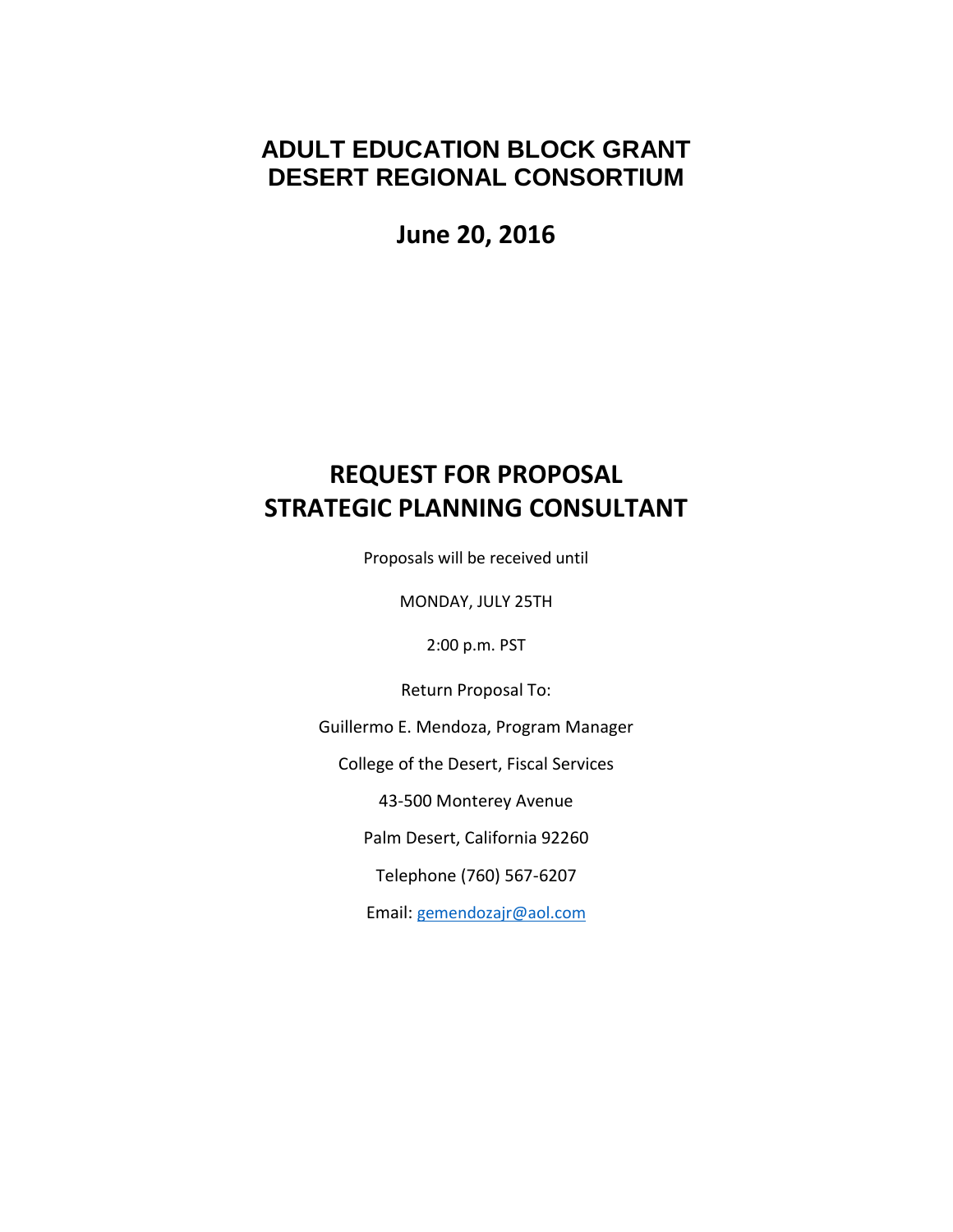# ADULT EDUCATION BLOCK GRANT
# DESERT REGIONAL CONSORTIUM

## June 20, 2016

# REQUEST FOR PROPOSAL
# STRATEGIC PLANNING CONSULTANT

Proposals will be received until

MONDAY, JULY 25TH

2:00 p.m. PST

Return Proposal To:

Guillermo E. Mendoza, Program Manager

College of the Desert, Fiscal Services

43-500 Monterey Avenue

Palm Desert, California 92260

Telephone (760) 567-6207

Email: gemendozajr@aol.com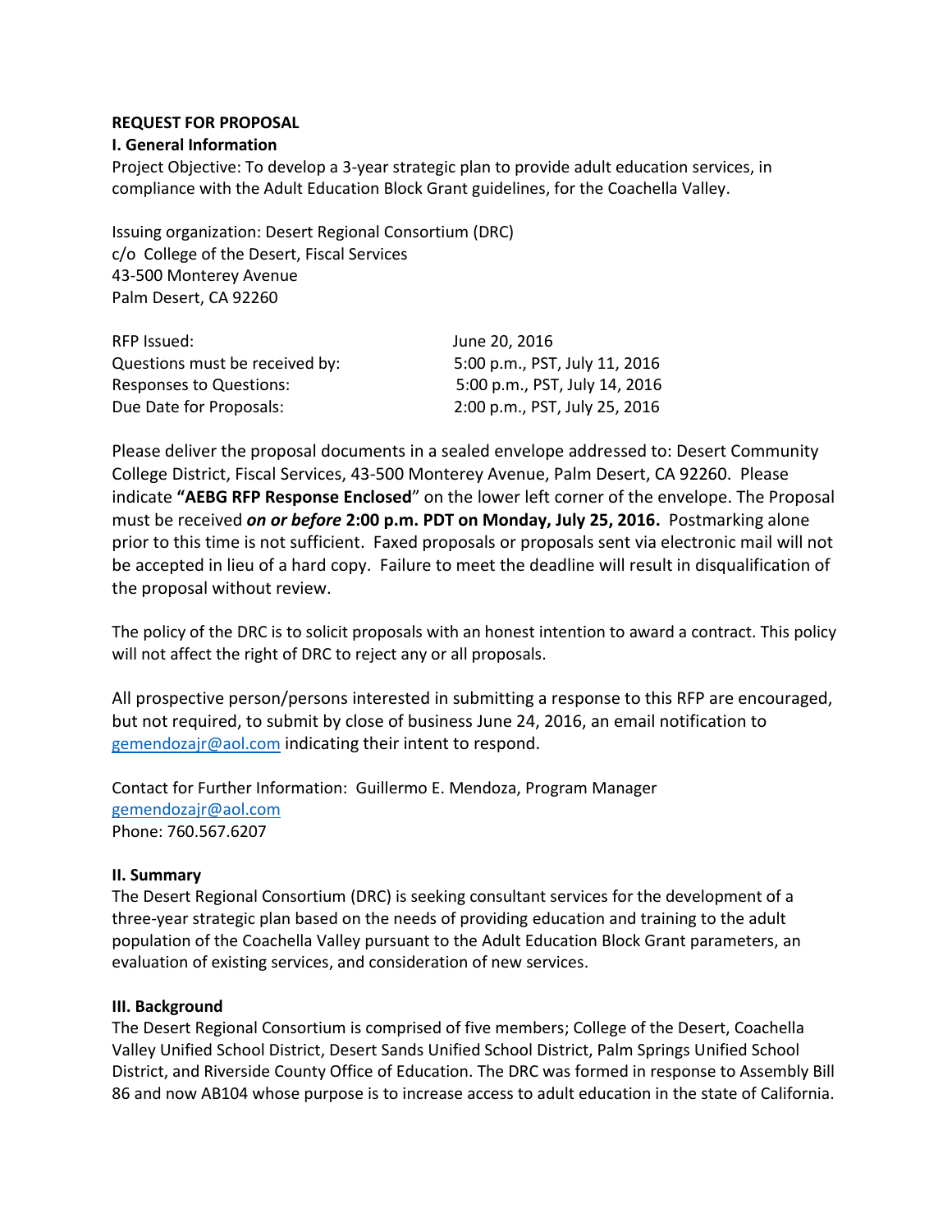**REQUEST FOR PROPOSAL**

**I. General Information**

Project Objective: To develop a 3-year strategic plan to provide adult education services, in compliance with the Adult Education Block Grant guidelines, for the Coachella Valley.

Issuing organization: Desert Regional Consortium (DRC)
c/o College of the Desert, Fiscal Services
43-500 Monterey Avenue
Palm Desert, CA 92260

| | |
|---|---|
| RFP Issued: | June 20, 2016 |
| Questions must be received by: | 5:00 p.m., PST, July 11, 2016 |
| Responses to Questions: | 5:00 p.m., PST, July 14, 2016 |
| Due Date for Proposals: | 2:00 p.m., PST, July 25, 2016 |

Please deliver the proposal documents in a sealed envelope addressed to: Desert Community College District, Fiscal Services, 43-500 Monterey Avenue, Palm Desert, CA 92260. Please indicate **"AEBG RFP Response Enclosed**" on the lower left corner of the envelope. The Proposal must be received ***on or before*** **2:00 p.m. PDT on Monday, July 25, 2016.** Postmarking alone prior to this time is not sufficient. Faxed proposals or proposals sent via electronic mail will not be accepted in lieu of a hard copy. Failure to meet the deadline will result in disqualification of the proposal without review.

The policy of the DRC is to solicit proposals with an honest intention to award a contract. This policy will not affect the right of DRC to reject any or all proposals.

All prospective person/persons interested in submitting a response to this RFP are encouraged, but not required, to submit by close of business June 24, 2016, an email notification to gemendozajr@aol.com indicating their intent to respond.

Contact for Further Information: Guillermo E. Mendoza, Program Manager
gemendozajr@aol.com
Phone: 760.567.6207

**II. Summary**

The Desert Regional Consortium (DRC) is seeking consultant services for the development of a three-year strategic plan based on the needs of providing education and training to the adult population of the Coachella Valley pursuant to the Adult Education Block Grant parameters, an evaluation of existing services, and consideration of new services.

**III. Background**

The Desert Regional Consortium is comprised of five members; College of the Desert, Coachella Valley Unified School District, Desert Sands Unified School District, Palm Springs Unified School District, and Riverside County Office of Education. The DRC was formed in response to Assembly Bill 86 and now AB104 whose purpose is to increase access to adult education in the state of California.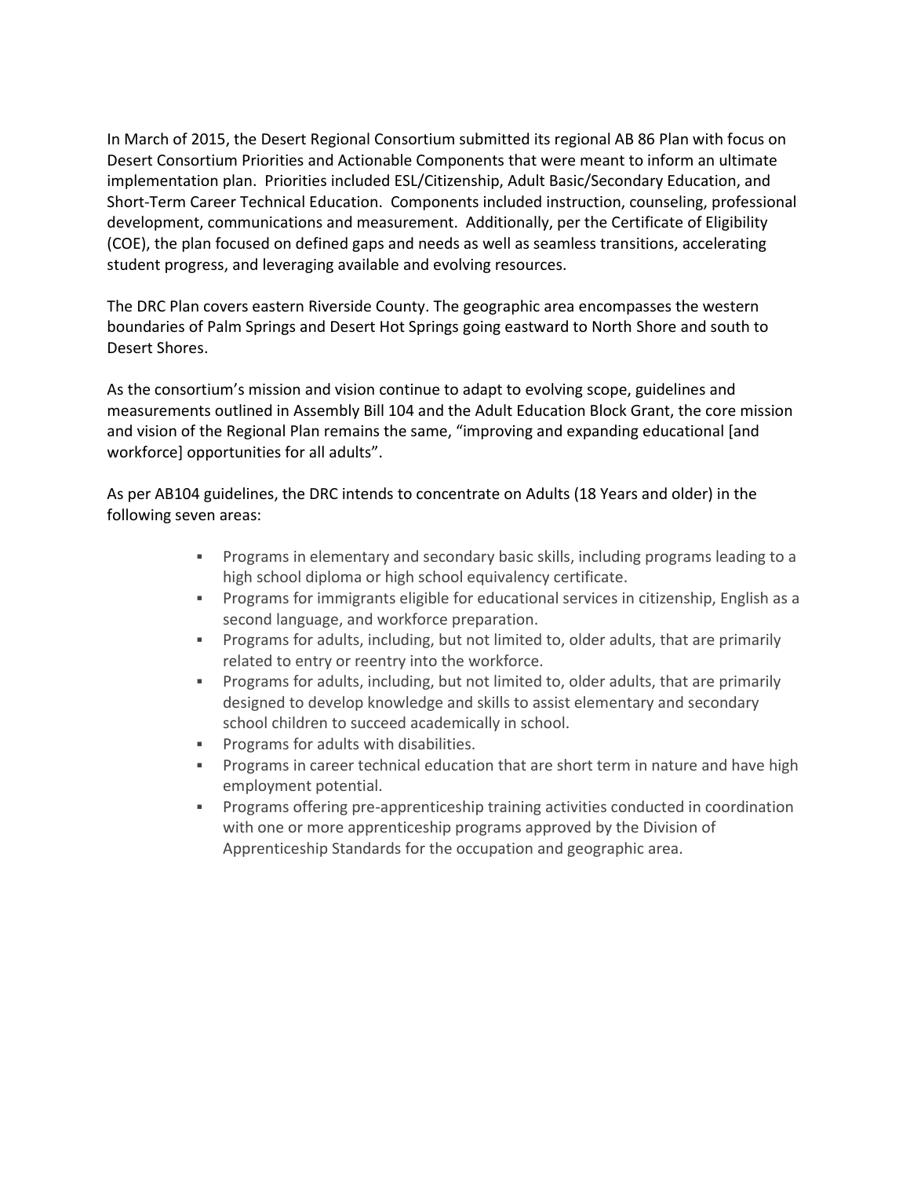In March of 2015, the Desert Regional Consortium submitted its regional AB 86 Plan with focus on Desert Consortium Priorities and Actionable Components that were meant to inform an ultimate implementation plan. Priorities included ESL/Citizenship, Adult Basic/Secondary Education, and Short-Term Career Technical Education. Components included instruction, counseling, professional development, communications and measurement. Additionally, per the Certificate of Eligibility (COE), the plan focused on defined gaps and needs as well as seamless transitions, accelerating student progress, and leveraging available and evolving resources.

The DRC Plan covers eastern Riverside County. The geographic area encompasses the western boundaries of Palm Springs and Desert Hot Springs going eastward to North Shore and south to Desert Shores.

As the consortium's mission and vision continue to adapt to evolving scope, guidelines and measurements outlined in Assembly Bill 104 and the Adult Education Block Grant, the core mission and vision of the Regional Plan remains the same, "improving and expanding educational [and workforce] opportunities for all adults".

As per AB104 guidelines, the DRC intends to concentrate on Adults (18 Years and older) in the following seven areas:

- Programs in elementary and secondary basic skills, including programs leading to a high school diploma or high school equivalency certificate.
- Programs for immigrants eligible for educational services in citizenship, English as a second language, and workforce preparation.
- Programs for adults, including, but not limited to, older adults, that are primarily related to entry or reentry into the workforce.
- Programs for adults, including, but not limited to, older adults, that are primarily designed to develop knowledge and skills to assist elementary and secondary school children to succeed academically in school.
- Programs for adults with disabilities.
- Programs in career technical education that are short term in nature and have high employment potential.
- Programs offering pre-apprenticeship training activities conducted in coordination with one or more apprenticeship programs approved by the Division of Apprenticeship Standards for the occupation and geographic area.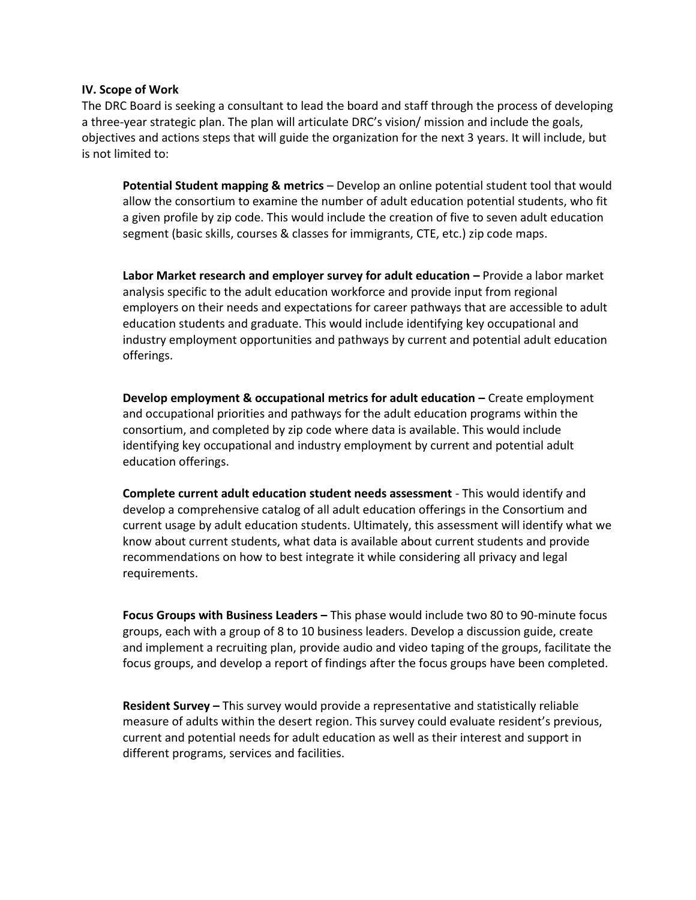**IV. Scope of Work**

The DRC Board is seeking a consultant to lead the board and staff through the process of developing a three-year strategic plan. The plan will articulate DRC's vision/ mission and include the goals, objectives and actions steps that will guide the organization for the next 3 years. It will include, but is not limited to:

> **Potential Student mapping & metrics** – Develop an online potential student tool that would allow the consortium to examine the number of adult education potential students, who fit a given profile by zip code. This would include the creation of five to seven adult education segment (basic skills, courses & classes for immigrants, CTE, etc.) zip code maps.
>
> **Labor Market research and employer survey for adult education –** Provide a labor market analysis specific to the adult education workforce and provide input from regional employers on their needs and expectations for career pathways that are accessible to adult education students and graduate. This would include identifying key occupational and industry employment opportunities and pathways by current and potential adult education offerings.
>
> **Develop employment & occupational metrics for adult education –** Create employment and occupational priorities and pathways for the adult education programs within the consortium, and completed by zip code where data is available. This would include identifying key occupational and industry employment by current and potential adult education offerings.
>
> **Complete current adult education student needs assessment** - This would identify and develop a comprehensive catalog of all adult education offerings in the Consortium and current usage by adult education students. Ultimately, this assessment will identify what we know about current students, what data is available about current students and provide recommendations on how to best integrate it while considering all privacy and legal requirements.
>
> **Focus Groups with Business Leaders –** This phase would include two 80 to 90-minute focus groups, each with a group of 8 to 10 business leaders. Develop a discussion guide, create and implement a recruiting plan, provide audio and video taping of the groups, facilitate the focus groups, and develop a report of findings after the focus groups have been completed.
>
> **Resident Survey –** This survey would provide a representative and statistically reliable measure of adults within the desert region. This survey could evaluate resident's previous, current and potential needs for adult education as well as their interest and support in different programs, services and facilities.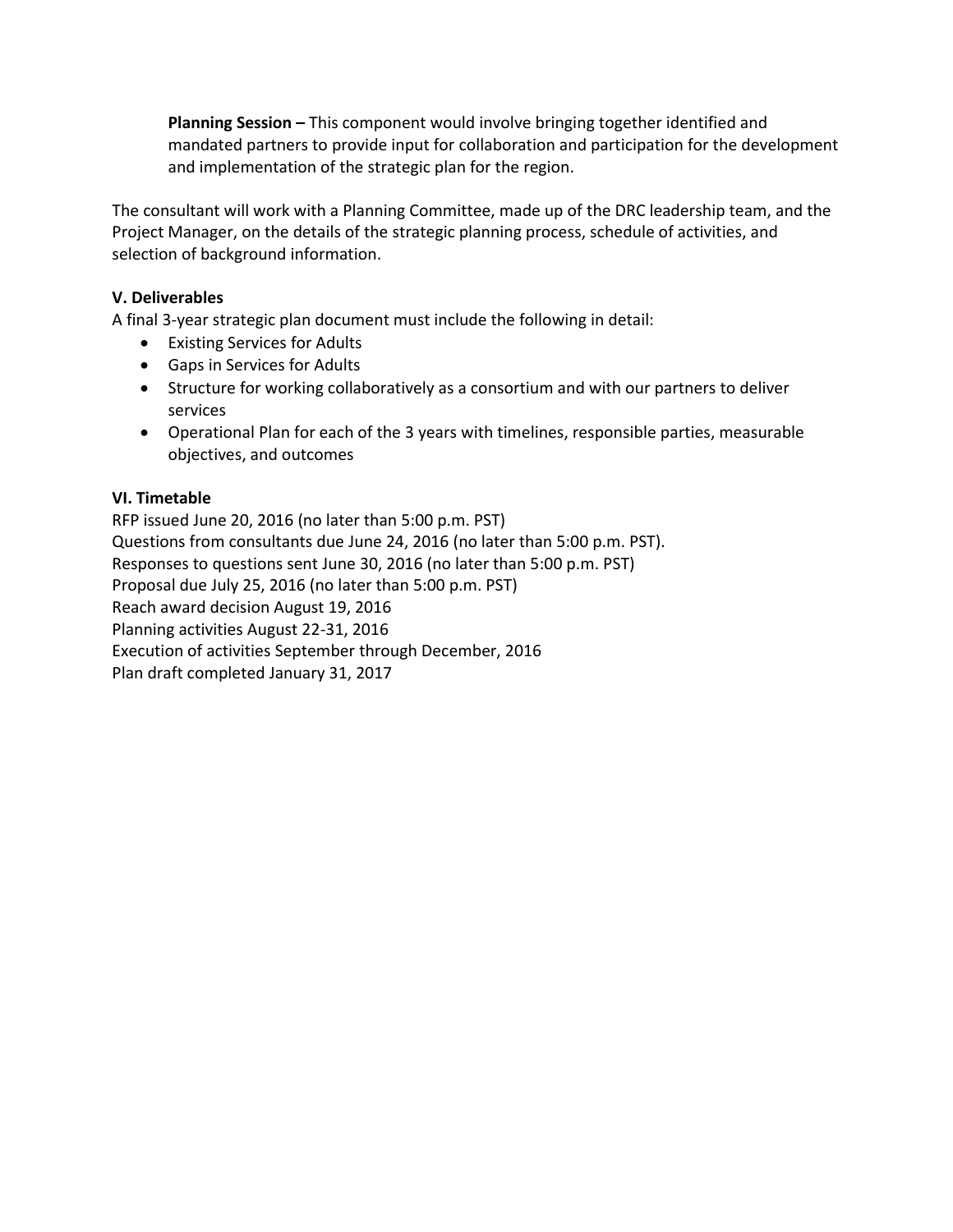**Planning Session –** This component would involve bringing together identified and mandated partners to provide input for collaboration and participation for the development and implementation of the strategic plan for the region.

The consultant will work with a Planning Committee, made up of the DRC leadership team, and the Project Manager, on the details of the strategic planning process, schedule of activities, and selection of background information.

### V. Deliverables

A final 3-year strategic plan document must include the following in detail:

- Existing Services for Adults
- Gaps in Services for Adults
- Structure for working collaboratively as a consortium and with our partners to deliver services
- Operational Plan for each of the 3 years with timelines, responsible parties, measurable objectives, and outcomes

### VI. Timetable

RFP issued June 20, 2016 (no later than 5:00 p.m. PST)
Questions from consultants due June 24, 2016 (no later than 5:00 p.m. PST).
Responses to questions sent June 30, 2016 (no later than 5:00 p.m. PST)
Proposal due July 25, 2016 (no later than 5:00 p.m. PST)
Reach award decision August 19, 2016
Planning activities August 22-31, 2016
Execution of activities September through December, 2016
Plan draft completed January 31, 2017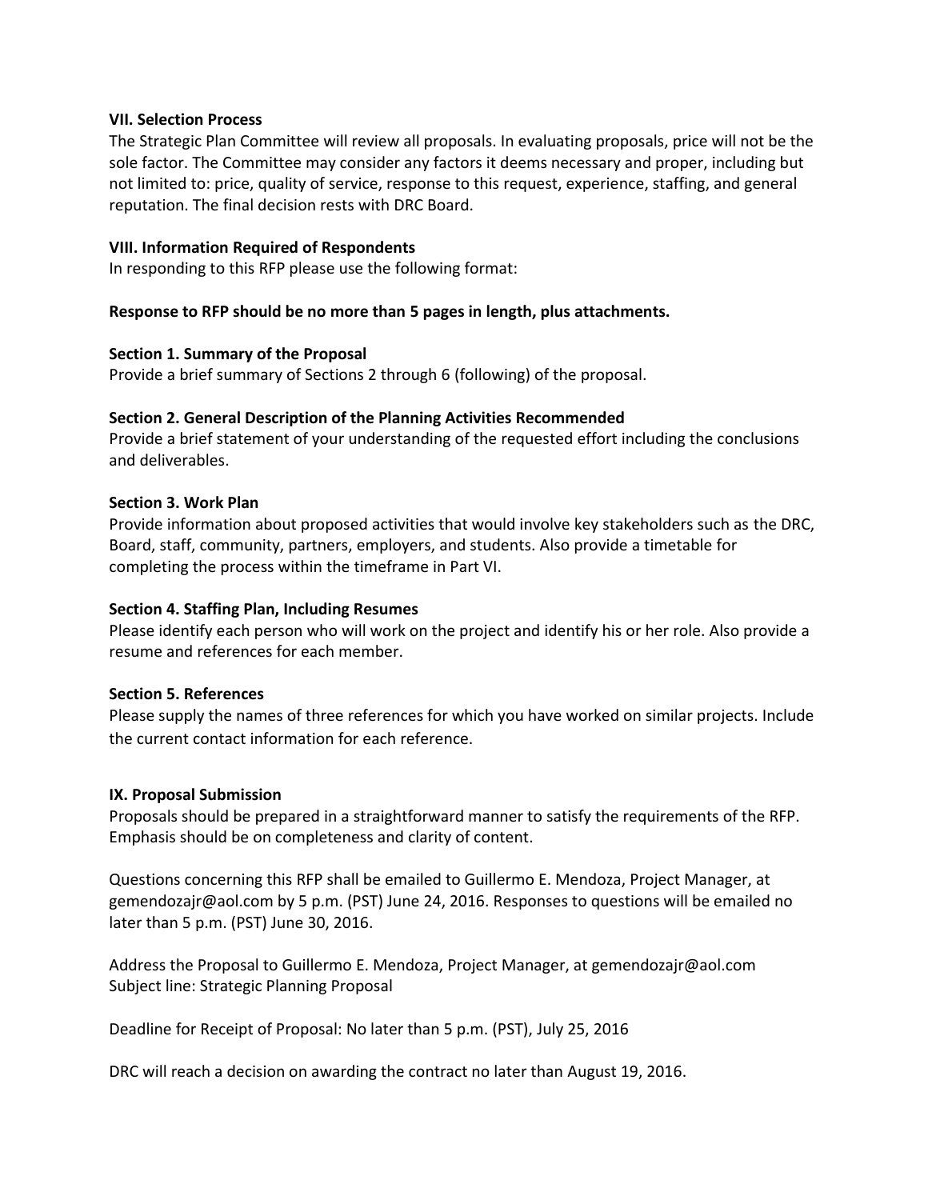### VII. Selection Process

The Strategic Plan Committee will review all proposals. In evaluating proposals, price will not be the sole factor. The Committee may consider any factors it deems necessary and proper, including but not limited to: price, quality of service, response to this request, experience, staffing, and general reputation. The final decision rests with DRC Board.

### VIII. Information Required of Respondents

In responding to this RFP please use the following format:

**Response to RFP should be no more than 5 pages in length, plus attachments.**

#### Section 1. Summary of the Proposal

Provide a brief summary of Sections 2 through 6 (following) of the proposal.

#### Section 2. General Description of the Planning Activities Recommended

Provide a brief statement of your understanding of the requested effort including the conclusions and deliverables.

#### Section 3. Work Plan

Provide information about proposed activities that would involve key stakeholders such as the DRC, Board, staff, community, partners, employers, and students. Also provide a timetable for completing the process within the timeframe in Part VI.

#### Section 4. Staffing Plan, Including Resumes

Please identify each person who will work on the project and identify his or her role. Also provide a resume and references for each member.

#### Section 5. References

Please supply the names of three references for which you have worked on similar projects. Include the current contact information for each reference.

### IX. Proposal Submission

Proposals should be prepared in a straightforward manner to satisfy the requirements of the RFP. Emphasis should be on completeness and clarity of content.

Questions concerning this RFP shall be emailed to Guillermo E. Mendoza, Project Manager, at gemendozajr@aol.com by 5 p.m. (PST) June 24, 2016. Responses to questions will be emailed no later than 5 p.m. (PST) June 30, 2016.

Address the Proposal to Guillermo E. Mendoza, Project Manager, at gemendozajr@aol.com
Subject line: Strategic Planning Proposal

Deadline for Receipt of Proposal: No later than 5 p.m. (PST), July 25, 2016

DRC will reach a decision on awarding the contract no later than August 19, 2016.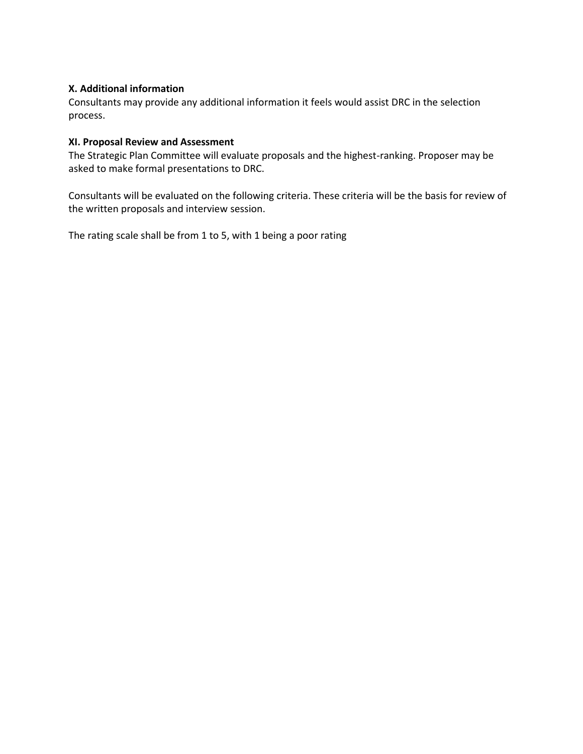**X. Additional information**

Consultants may provide any additional information it feels would assist DRC in the selection process.

**XI. Proposal Review and Assessment**

The Strategic Plan Committee will evaluate proposals and the highest-ranking. Proposer may be asked to make formal presentations to DRC.

Consultants will be evaluated on the following criteria. These criteria will be the basis for review of the written proposals and interview session.

The rating scale shall be from 1 to 5, with 1 being a poor rating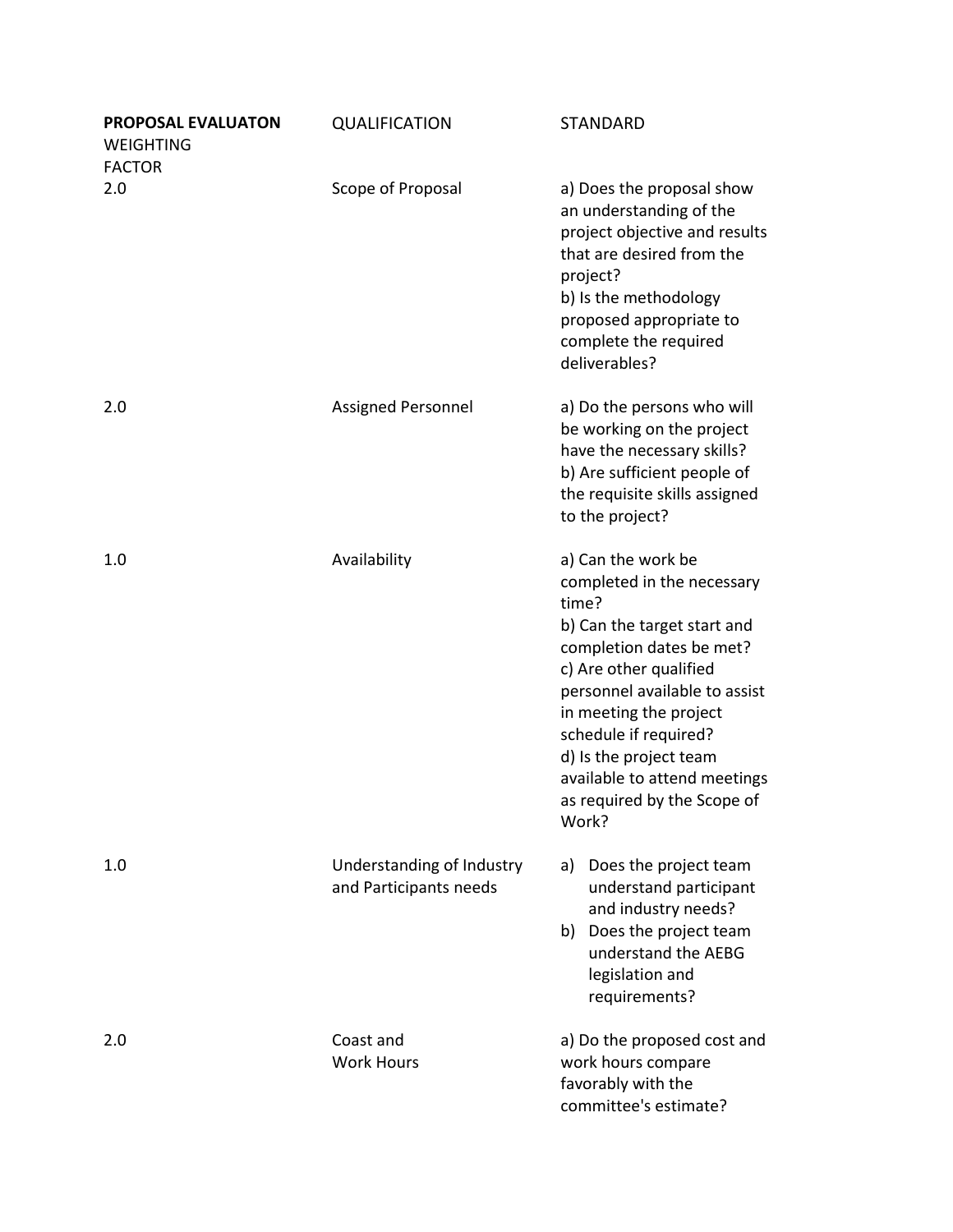| **PROPOSAL EVALUATON** WEIGHTING FACTOR | QUALIFICATION | STANDARD |
|---|---|---|
| 2.0 | Scope of Proposal | a) Does the proposal show an understanding of the project objective and results that are desired from the project?<br>b) Is the methodology proposed appropriate to complete the required deliverables? |
| 2.0 | Assigned Personnel | a) Do the persons who will be working on the project have the necessary skills?<br>b) Are sufficient people of the requisite skills assigned to the project? |
| 1.0 | Availability | a) Can the work be completed in the necessary time?<br>b) Can the target start and completion dates be met?<br>c) Are other qualified personnel available to assist in meeting the project schedule if required?<br>d) Is the project team available to attend meetings as required by the Scope of Work? |
| 1.0 | Understanding of Industry and Participants needs | a) Does the project team understand participant and industry needs?<br>b) Does the project team understand the AEBG legislation and requirements? |
| 2.0 | Coast and Work Hours | a) Do the proposed cost and work hours compare favorably with the committee's estimate? |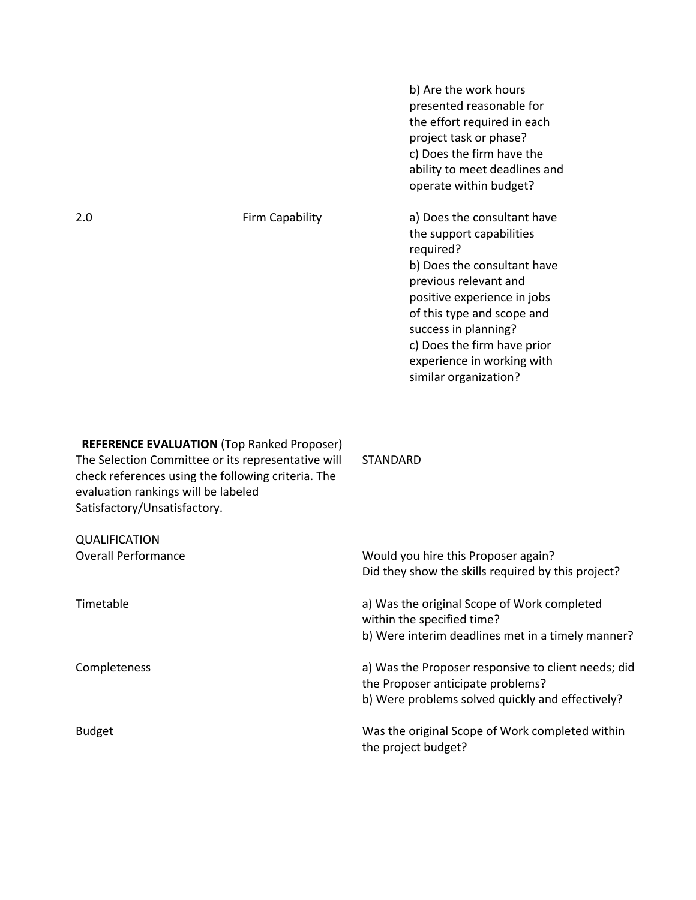| | | |
|---|---|---|
| | | b) Are the work hours presented reasonable for the effort required in each project task or phase?<br>c) Does the firm have the ability to meet deadlines and operate within budget? |
| 2.0 | Firm Capability | a) Does the consultant have the support capabilities required?<br>b) Does the consultant have previous relevant and positive experience in jobs of this type and scope and success in planning?<br>c) Does the firm have prior experience in working with similar organization? |

**REFERENCE EVALUATION** (Top Ranked Proposer)
The Selection Committee or its representative will check references using the following criteria. The evaluation rankings will be labeled Satisfactory/Unsatisfactory.

| QUALIFICATION | STANDARD |
|---|---|
| Overall Performance | Would you hire this Proposer again?<br>Did they show the skills required by this project? |
| Timetable | a) Was the original Scope of Work completed within the specified time?<br>b) Were interim deadlines met in a timely manner? |
| Completeness | a) Was the Proposer responsive to client needs; did the Proposer anticipate problems?<br>b) Were problems solved quickly and effectively? |
| Budget | Was the original Scope of Work completed within the project budget? |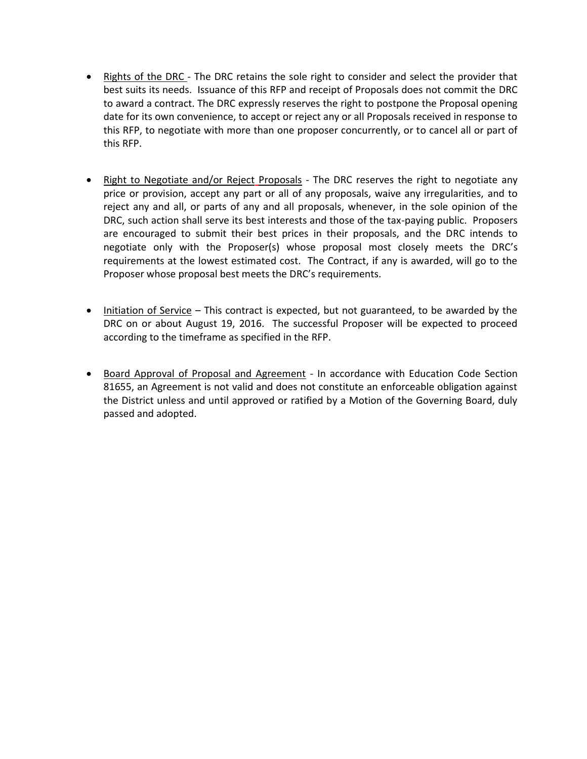- Rights of the DRC - The DRC retains the sole right to consider and select the provider that best suits its needs. Issuance of this RFP and receipt of Proposals does not commit the DRC to award a contract. The DRC expressly reserves the right to postpone the Proposal opening date for its own convenience, to accept or reject any or all Proposals received in response to this RFP, to negotiate with more than one proposer concurrently, or to cancel all or part of this RFP.

- Right to Negotiate and/or Reject Proposals - The DRC reserves the right to negotiate any price or provision, accept any part or all of any proposals, waive any irregularities, and to reject any and all, or parts of any and all proposals, whenever, in the sole opinion of the DRC, such action shall serve its best interests and those of the tax-paying public. Proposers are encouraged to submit their best prices in their proposals, and the DRC intends to negotiate only with the Proposer(s) whose proposal most closely meets the DRC's requirements at the lowest estimated cost. The Contract, if any is awarded, will go to the Proposer whose proposal best meets the DRC's requirements.

- Initiation of Service – This contract is expected, but not guaranteed, to be awarded by the DRC on or about August 19, 2016. The successful Proposer will be expected to proceed according to the timeframe as specified in the RFP.

- Board Approval of Proposal and Agreement - In accordance with Education Code Section 81655, an Agreement is not valid and does not constitute an enforceable obligation against the District unless and until approved or ratified by a Motion of the Governing Board, duly passed and adopted.